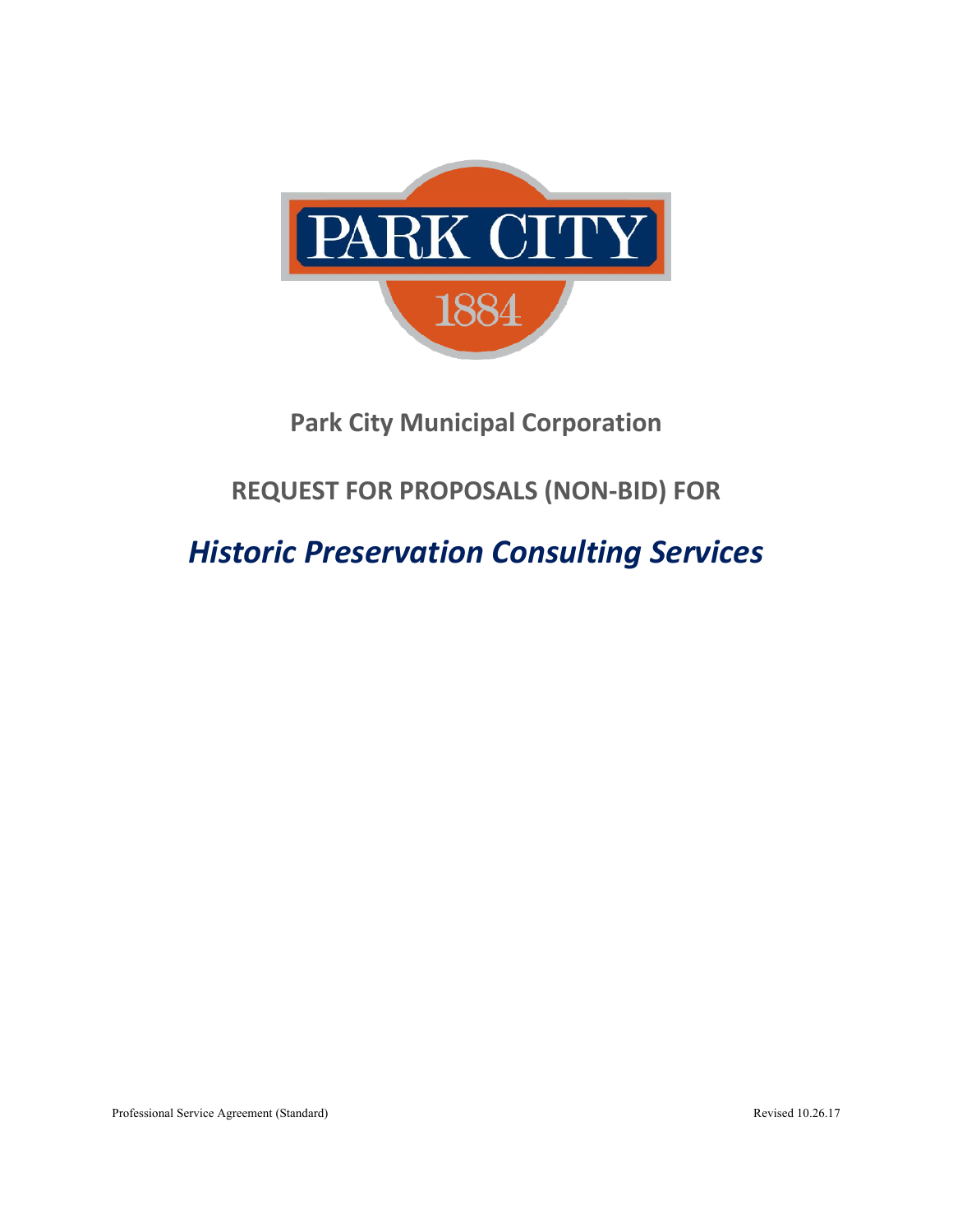# Park City Municipal Corporation

## REQUEST FOR PROPOSALS (NON-BID) FOR

## *Historic Preservation Consulting Services*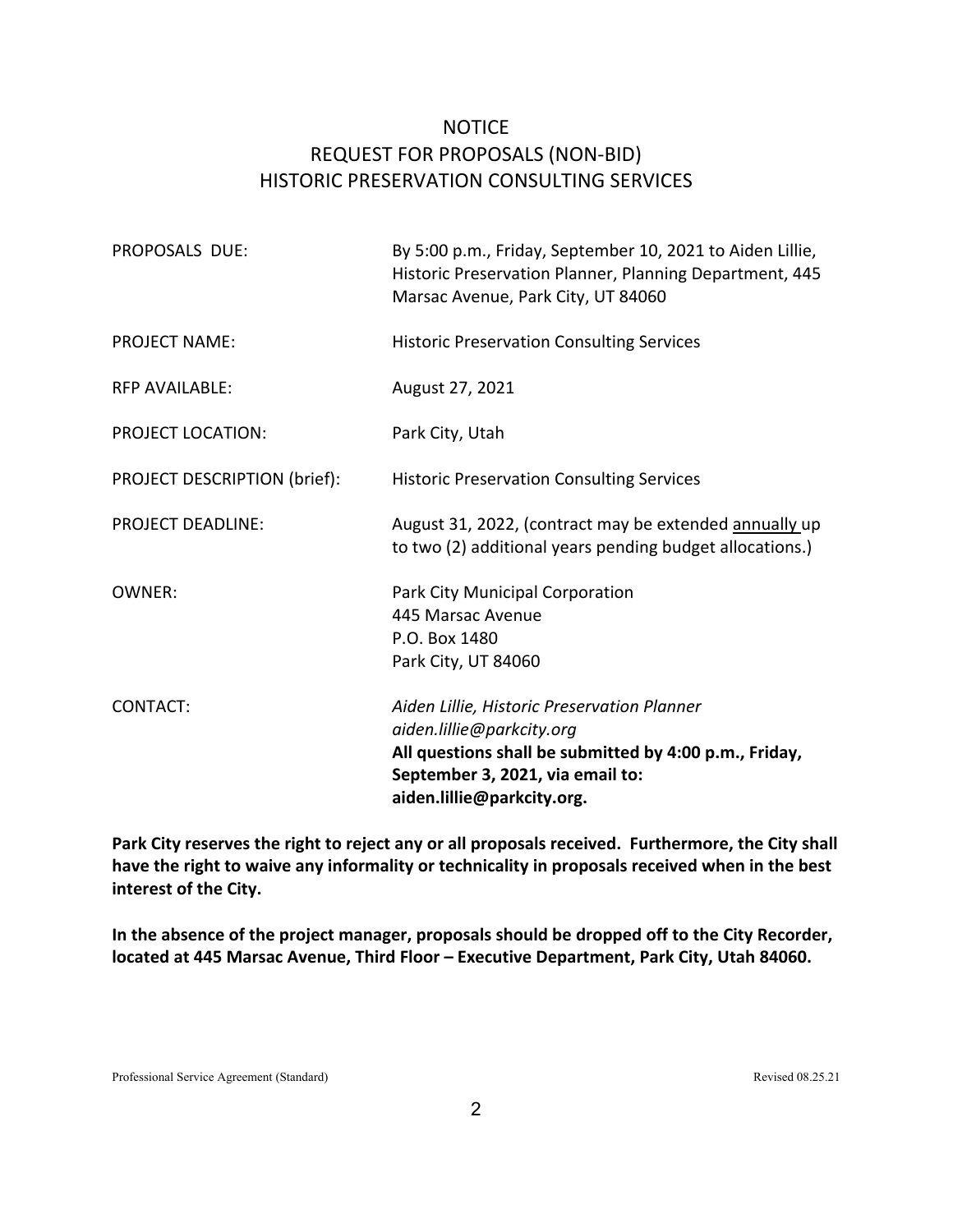# NOTICE
# REQUEST FOR PROPOSALS (NON-BID)
# HISTORIC PRESERVATION CONSULTING SERVICES

| | |
|---|---|
| PROPOSALS DUE: | By 5:00 p.m., Friday, September 10, 2021 to Aiden Lillie, Historic Preservation Planner, Planning Department, 445 Marsac Avenue, Park City, UT 84060 |
| PROJECT NAME: | Historic Preservation Consulting Services |
| RFP AVAILABLE: | August 27, 2021 |
| PROJECT LOCATION: | Park City, Utah |
| PROJECT DESCRIPTION (brief): | Historic Preservation Consulting Services |
| PROJECT DEADLINE: | August 31, 2022, (contract may be extended <u>annually</u> up to two (2) additional years pending budget allocations.) |
| OWNER: | Park City Municipal Corporation<br>445 Marsac Avenue<br>P.O. Box 1480<br>Park City, UT 84060 |
| CONTACT: | *Aiden Lillie, Historic Preservation Planner*<br>*aiden.lillie@parkcity.org*<br>**All questions shall be submitted by 4:00 p.m., Friday, September 3, 2021, via email to: aiden.lillie@parkcity.org.** |

**Park City reserves the right to reject any or all proposals received. Furthermore, the City shall have the right to waive any informality or technicality in proposals received when in the best interest of the City.**

**In the absence of the project manager, proposals should be dropped off to the City Recorder, located at 445 Marsac Avenue, Third Floor – Executive Department, Park City, Utah 84060.**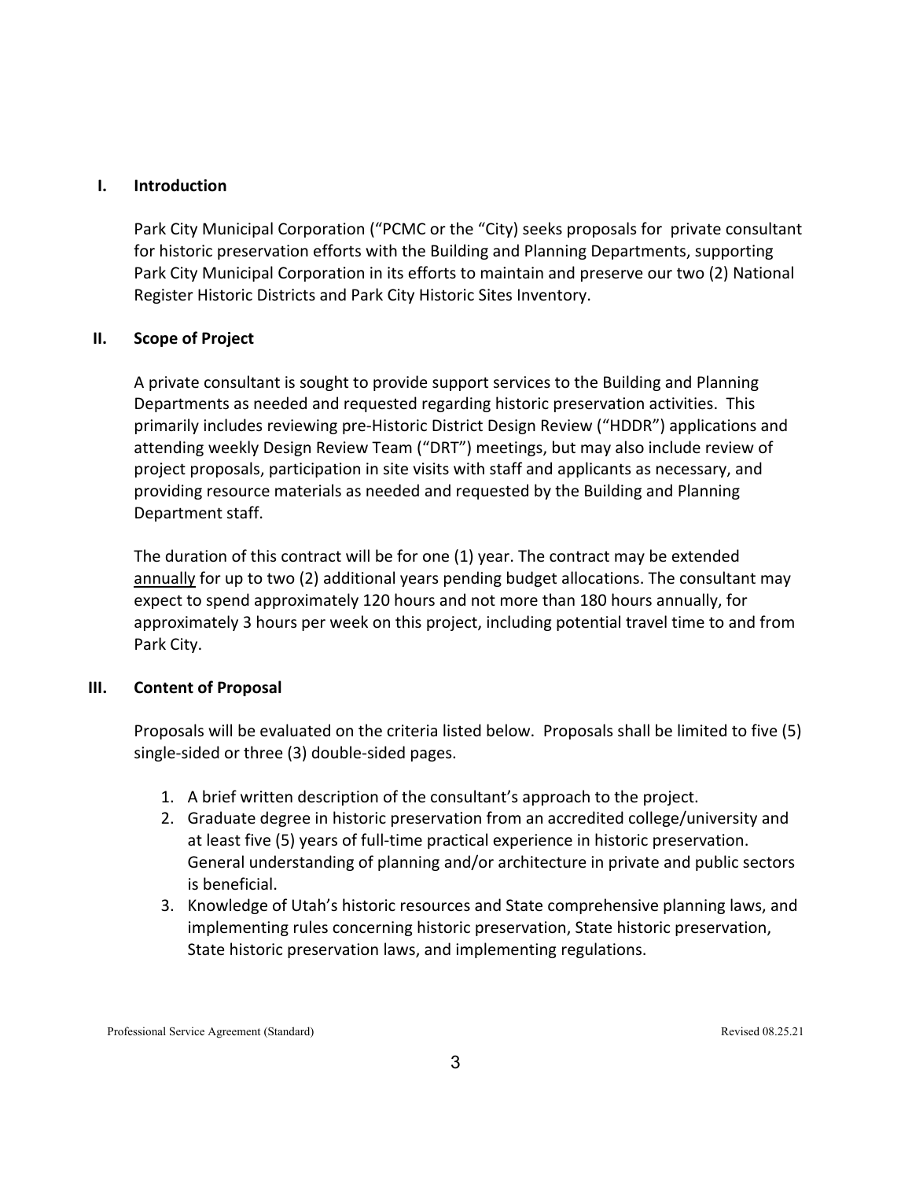## I. Introduction

Park City Municipal Corporation ("PCMC or the "City) seeks proposals for private consultant for historic preservation efforts with the Building and Planning Departments, supporting Park City Municipal Corporation in its efforts to maintain and preserve our two (2) National Register Historic Districts and Park City Historic Sites Inventory.

## II. Scope of Project

A private consultant is sought to provide support services to the Building and Planning Departments as needed and requested regarding historic preservation activities. This primarily includes reviewing pre-Historic District Design Review ("HDDR") applications and attending weekly Design Review Team ("DRT") meetings, but may also include review of project proposals, participation in site visits with staff and applicants as necessary, and providing resource materials as needed and requested by the Building and Planning Department staff.

The duration of this contract will be for one (1) year. The contract may be extended <u>annually</u> for up to two (2) additional years pending budget allocations. The consultant may expect to spend approximately 120 hours and not more than 180 hours annually, for approximately 3 hours per week on this project, including potential travel time to and from Park City.

## III. Content of Proposal

Proposals will be evaluated on the criteria listed below. Proposals shall be limited to five (5) single-sided or three (3) double-sided pages.

1. A brief written description of the consultant's approach to the project.
2. Graduate degree in historic preservation from an accredited college/university and at least five (5) years of full-time practical experience in historic preservation. General understanding of planning and/or architecture in private and public sectors is beneficial.
3. Knowledge of Utah's historic resources and State comprehensive planning laws, and implementing rules concerning historic preservation, State historic preservation, State historic preservation laws, and implementing regulations.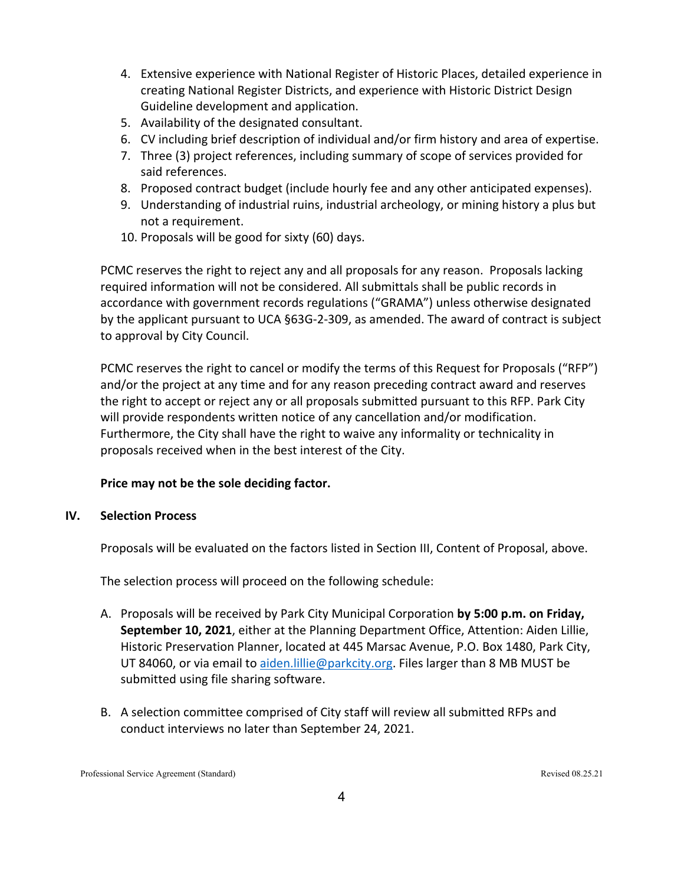4. Extensive experience with National Register of Historic Places, detailed experience in creating National Register Districts, and experience with Historic District Design Guideline development and application.
5. Availability of the designated consultant.
6. CV including brief description of individual and/or firm history and area of expertise.
7. Three (3) project references, including summary of scope of services provided for said references.
8. Proposed contract budget (include hourly fee and any other anticipated expenses).
9. Understanding of industrial ruins, industrial archeology, or mining history a plus but not a requirement.
10. Proposals will be good for sixty (60) days.

PCMC reserves the right to reject any and all proposals for any reason. Proposals lacking required information will not be considered. All submittals shall be public records in accordance with government records regulations ("GRAMA") unless otherwise designated by the applicant pursuant to UCA §63G-2-309, as amended. The award of contract is subject to approval by City Council.

PCMC reserves the right to cancel or modify the terms of this Request for Proposals ("RFP") and/or the project at any time and for any reason preceding contract award and reserves the right to accept or reject any or all proposals submitted pursuant to this RFP. Park City will provide respondents written notice of any cancellation and/or modification. Furthermore, the City shall have the right to waive any informality or technicality in proposals received when in the best interest of the City.

**Price may not be the sole deciding factor.**

## IV. Selection Process

Proposals will be evaluated on the factors listed in Section III, Content of Proposal, above.

The selection process will proceed on the following schedule:

A. Proposals will be received by Park City Municipal Corporation **by 5:00 p.m. on Friday, September 10, 2021**, either at the Planning Department Office, Attention: Aiden Lillie, Historic Preservation Planner, located at 445 Marsac Avenue, P.O. Box 1480, Park City, UT 84060, or via email to [aiden.lillie@parkcity.org](mailto:aiden.lillie@parkcity.org). Files larger than 8 MB MUST be submitted using file sharing software.

B. A selection committee comprised of City staff will review all submitted RFPs and conduct interviews no later than September 24, 2021.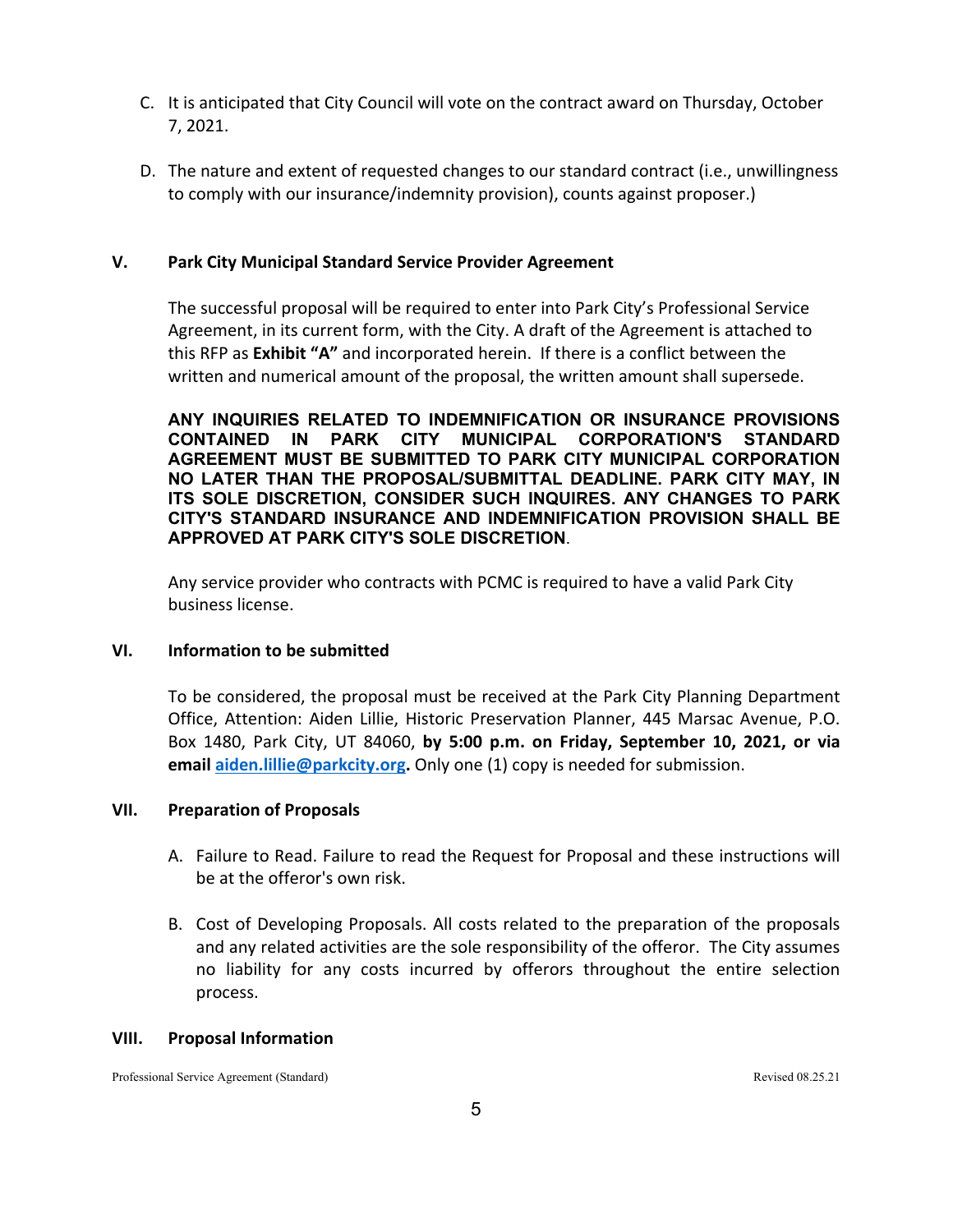C. It is anticipated that City Council will vote on the contract award on Thursday, October 7, 2021.

D. The nature and extent of requested changes to our standard contract (i.e., unwillingness to comply with our insurance/indemnity provision), counts against proposer.)

## V. Park City Municipal Standard Service Provider Agreement

The successful proposal will be required to enter into Park City's Professional Service Agreement, in its current form, with the City. A draft of the Agreement is attached to this RFP as **Exhibit "A"** and incorporated herein. If there is a conflict between the written and numerical amount of the proposal, the written amount shall supersede.

**ANY INQUIRIES RELATED TO INDEMNIFICATION OR INSURANCE PROVISIONS CONTAINED IN PARK CITY MUNICIPAL CORPORATION'S STANDARD AGREEMENT MUST BE SUBMITTED TO PARK CITY MUNICIPAL CORPORATION NO LATER THAN THE PROPOSAL/SUBMITTAL DEADLINE. PARK CITY MAY, IN ITS SOLE DISCRETION, CONSIDER SUCH INQUIRES. ANY CHANGES TO PARK CITY'S STANDARD INSURANCE AND INDEMNIFICATION PROVISION SHALL BE APPROVED AT PARK CITY'S SOLE DISCRETION**.

Any service provider who contracts with PCMC is required to have a valid Park City business license.

## VI. Information to be submitted

To be considered, the proposal must be received at the Park City Planning Department Office, Attention: Aiden Lillie, Historic Preservation Planner, 445 Marsac Avenue, P.O. Box 1480, Park City, UT 84060, **by 5:00 p.m. on Friday, September 10, 2021, or via email [aiden.lillie@parkcity.org](mailto:aiden.lillie@parkcity.org).** Only one (1) copy is needed for submission.

## VII. Preparation of Proposals

A. Failure to Read. Failure to read the Request for Proposal and these instructions will be at the offeror's own risk.

B. Cost of Developing Proposals. All costs related to the preparation of the proposals and any related activities are the sole responsibility of the offeror. The City assumes no liability for any costs incurred by offerors throughout the entire selection process.

## VIII. Proposal Information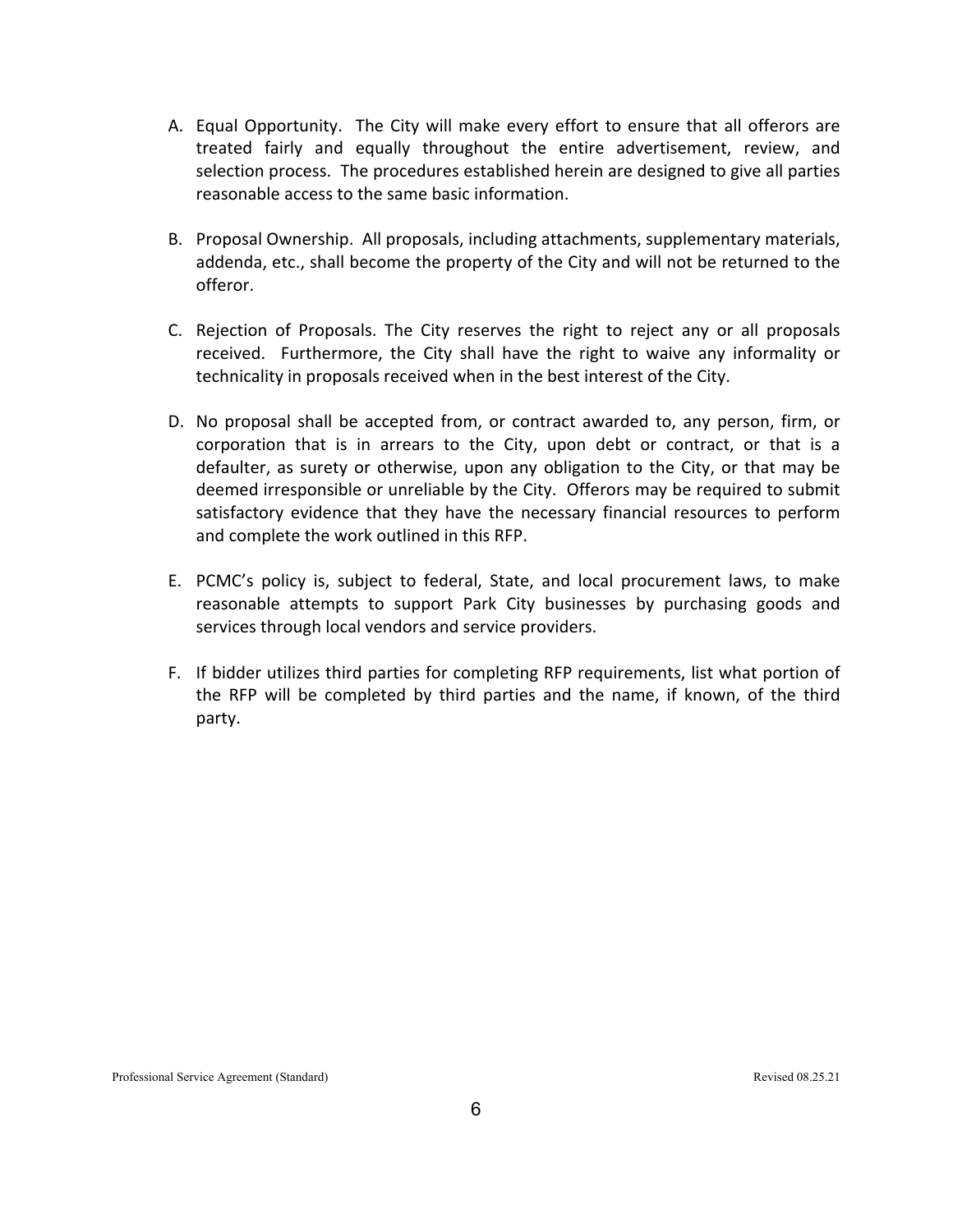A. Equal Opportunity. The City will make every effort to ensure that all offerors are treated fairly and equally throughout the entire advertisement, review, and selection process. The procedures established herein are designed to give all parties reasonable access to the same basic information.

B. Proposal Ownership. All proposals, including attachments, supplementary materials, addenda, etc., shall become the property of the City and will not be returned to the offeror.

C. Rejection of Proposals. The City reserves the right to reject any or all proposals received. Furthermore, the City shall have the right to waive any informality or technicality in proposals received when in the best interest of the City.

D. No proposal shall be accepted from, or contract awarded to, any person, firm, or corporation that is in arrears to the City, upon debt or contract, or that is a defaulter, as surety or otherwise, upon any obligation to the City, or that may be deemed irresponsible or unreliable by the City. Offerors may be required to submit satisfactory evidence that they have the necessary financial resources to perform and complete the work outlined in this RFP.

E. PCMC's policy is, subject to federal, State, and local procurement laws, to make reasonable attempts to support Park City businesses by purchasing goods and services through local vendors and service providers.

F. If bidder utilizes third parties for completing RFP requirements, list what portion of the RFP will be completed by third parties and the name, if known, of the third party.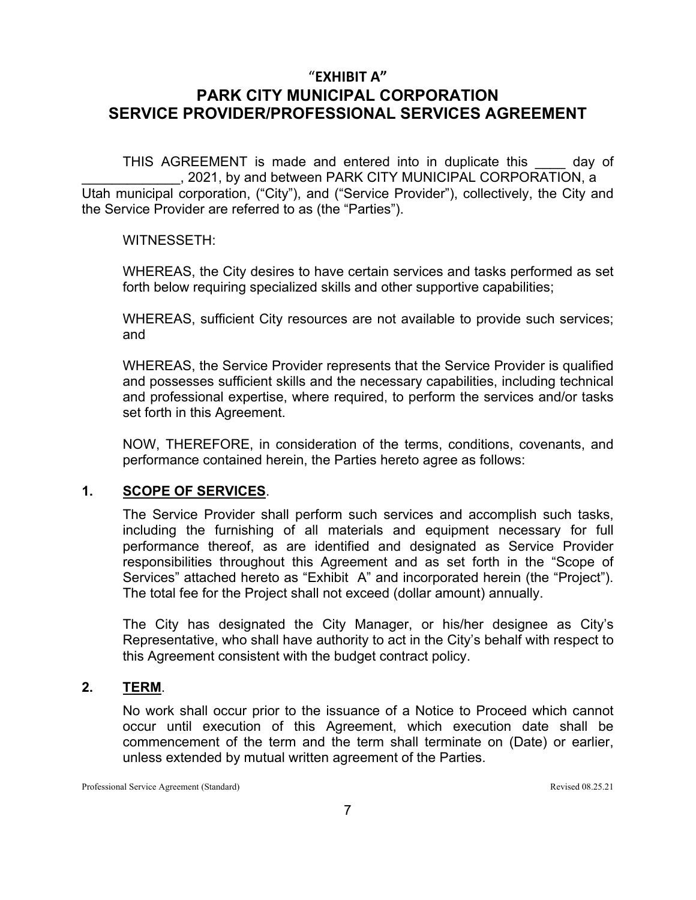# "EXHIBIT A"

# PARK CITY MUNICIPAL CORPORATION SERVICE PROVIDER/PROFESSIONAL SERVICES AGREEMENT

THIS AGREEMENT is made and entered into in duplicate this ____ day of _____________, 2021, by and between PARK CITY MUNICIPAL CORPORATION, a Utah municipal corporation, ("City"), and ("Service Provider"), collectively, the City and the Service Provider are referred to as (the "Parties").

WITNESSETH:

WHEREAS, the City desires to have certain services and tasks performed as set forth below requiring specialized skills and other supportive capabilities;

WHEREAS, sufficient City resources are not available to provide such services; and

WHEREAS, the Service Provider represents that the Service Provider is qualified and possesses sufficient skills and the necessary capabilities, including technical and professional expertise, where required, to perform the services and/or tasks set forth in this Agreement.

NOW, THEREFORE, in consideration of the terms, conditions, covenants, and performance contained herein, the Parties hereto agree as follows:

**1. SCOPE OF SERVICES.**

The Service Provider shall perform such services and accomplish such tasks, including the furnishing of all materials and equipment necessary for full performance thereof, as are identified and designated as Service Provider responsibilities throughout this Agreement and as set forth in the "Scope of Services" attached hereto as "Exhibit A" and incorporated herein (the "Project"). The total fee for the Project shall not exceed (dollar amount) annually.

The City has designated the City Manager, or his/her designee as City's Representative, who shall have authority to act in the City's behalf with respect to this Agreement consistent with the budget contract policy.

**2. TERM.**

No work shall occur prior to the issuance of a Notice to Proceed which cannot occur until execution of this Agreement, which execution date shall be commencement of the term and the term shall terminate on (Date) or earlier, unless extended by mutual written agreement of the Parties.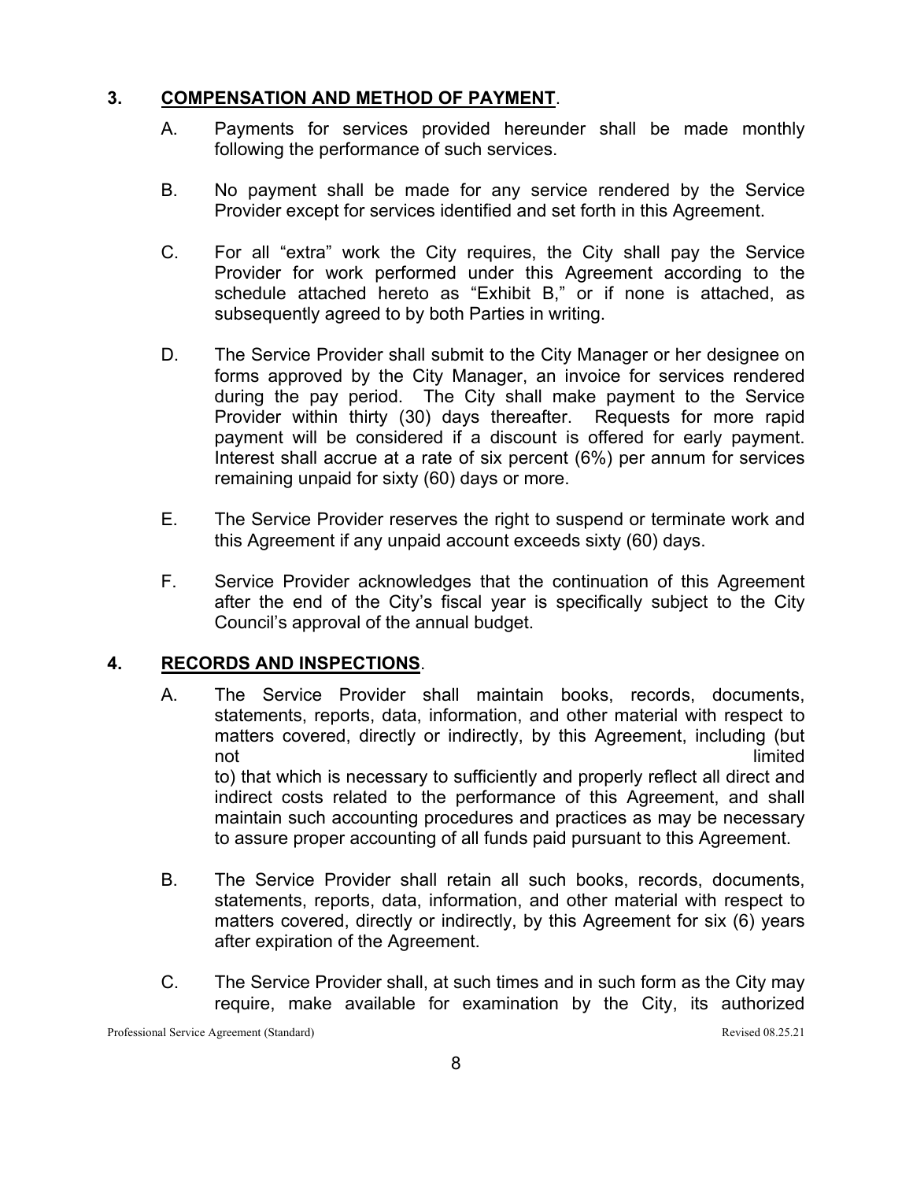## 3. **COMPENSATION AND METHOD OF PAYMENT**.

A. Payments for services provided hereunder shall be made monthly following the performance of such services.

B. No payment shall be made for any service rendered by the Service Provider except for services identified and set forth in this Agreement.

C. For all "extra" work the City requires, the City shall pay the Service Provider for work performed under this Agreement according to the schedule attached hereto as "Exhibit B," or if none is attached, as subsequently agreed to by both Parties in writing.

D. The Service Provider shall submit to the City Manager or her designee on forms approved by the City Manager, an invoice for services rendered during the pay period. The City shall make payment to the Service Provider within thirty (30) days thereafter. Requests for more rapid payment will be considered if a discount is offered for early payment. Interest shall accrue at a rate of six percent (6%) per annum for services remaining unpaid for sixty (60) days or more.

E. The Service Provider reserves the right to suspend or terminate work and this Agreement if any unpaid account exceeds sixty (60) days.

F. Service Provider acknowledges that the continuation of this Agreement after the end of the City's fiscal year is specifically subject to the City Council's approval of the annual budget.

## 4. **RECORDS AND INSPECTIONS**.

A. The Service Provider shall maintain books, records, documents, statements, reports, data, information, and other material with respect to matters covered, directly or indirectly, by this Agreement, including (but not limited to) that which is necessary to sufficiently and properly reflect all direct and indirect costs related to the performance of this Agreement, and shall maintain such accounting procedures and practices as may be necessary to assure proper accounting of all funds paid pursuant to this Agreement.

B. The Service Provider shall retain all such books, records, documents, statements, reports, data, information, and other material with respect to matters covered, directly or indirectly, by this Agreement for six (6) years after expiration of the Agreement.

C. The Service Provider shall, at such times and in such form as the City may require, make available for examination by the City, its authorized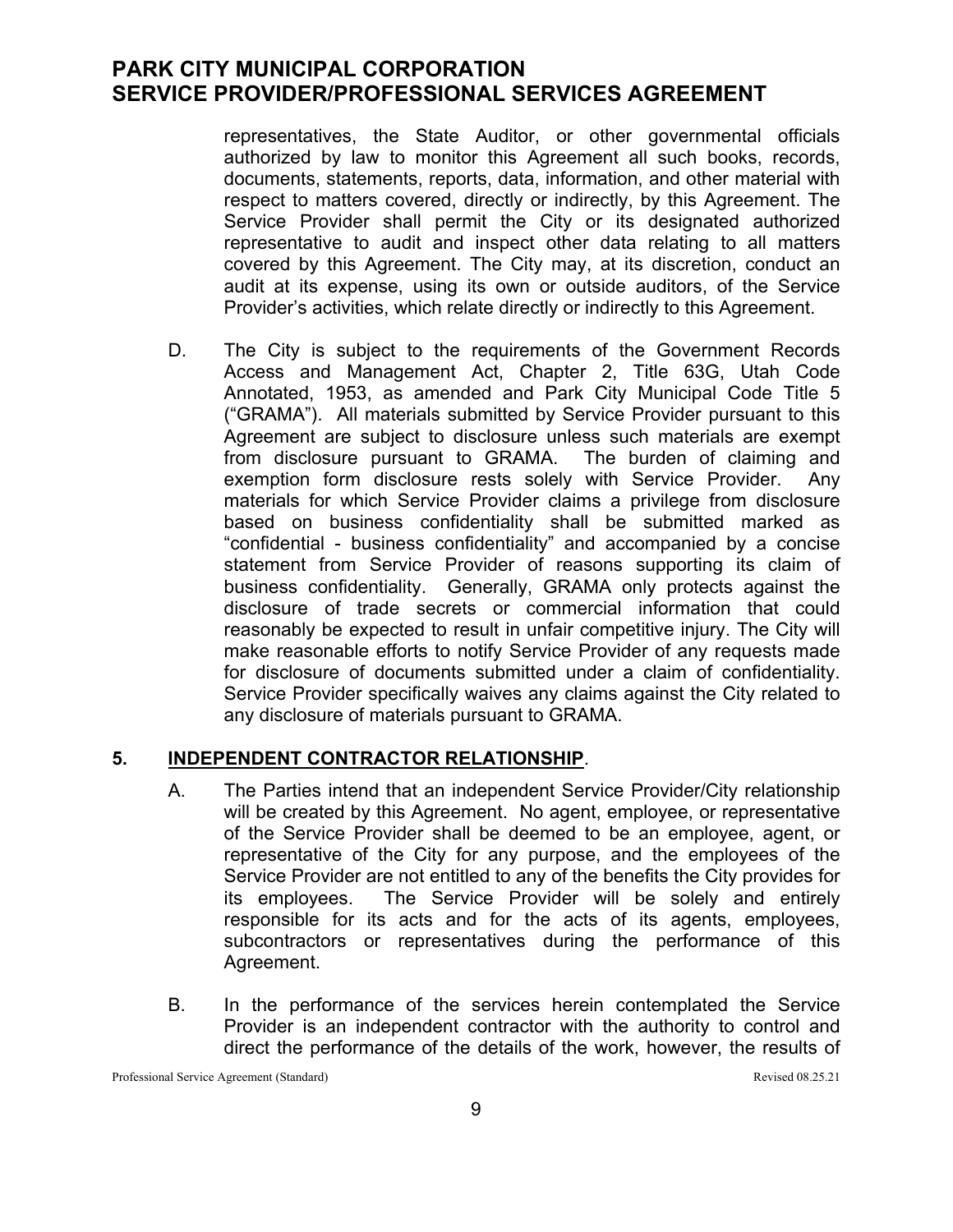representatives, the State Auditor, or other governmental officials authorized by law to monitor this Agreement all such books, records, documents, statements, reports, data, information, and other material with respect to matters covered, directly or indirectly, by this Agreement. The Service Provider shall permit the City or its designated authorized representative to audit and inspect other data relating to all matters covered by this Agreement. The City may, at its discretion, conduct an audit at its expense, using its own or outside auditors, of the Service Provider's activities, which relate directly or indirectly to this Agreement.

D. The City is subject to the requirements of the Government Records Access and Management Act, Chapter 2, Title 63G, Utah Code Annotated, 1953, as amended and Park City Municipal Code Title 5 ("GRAMA"). All materials submitted by Service Provider pursuant to this Agreement are subject to disclosure unless such materials are exempt from disclosure pursuant to GRAMA. The burden of claiming and exemption form disclosure rests solely with Service Provider. Any materials for which Service Provider claims a privilege from disclosure based on business confidentiality shall be submitted marked as "confidential - business confidentiality" and accompanied by a concise statement from Service Provider of reasons supporting its claim of business confidentiality. Generally, GRAMA only protects against the disclosure of trade secrets or commercial information that could reasonably be expected to result in unfair competitive injury. The City will make reasonable efforts to notify Service Provider of any requests made for disclosure of documents submitted under a claim of confidentiality. Service Provider specifically waives any claims against the City related to any disclosure of materials pursuant to GRAMA.

**5. <u>INDEPENDENT CONTRACTOR RELATIONSHIP</u>**.

A. The Parties intend that an independent Service Provider/City relationship will be created by this Agreement. No agent, employee, or representative of the Service Provider shall be deemed to be an employee, agent, or representative of the City for any purpose, and the employees of the Service Provider are not entitled to any of the benefits the City provides for its employees. The Service Provider will be solely and entirely responsible for its acts and for the acts of its agents, employees, subcontractors or representatives during the performance of this Agreement.

B. In the performance of the services herein contemplated the Service Provider is an independent contractor with the authority to control and direct the performance of the details of the work, however, the results of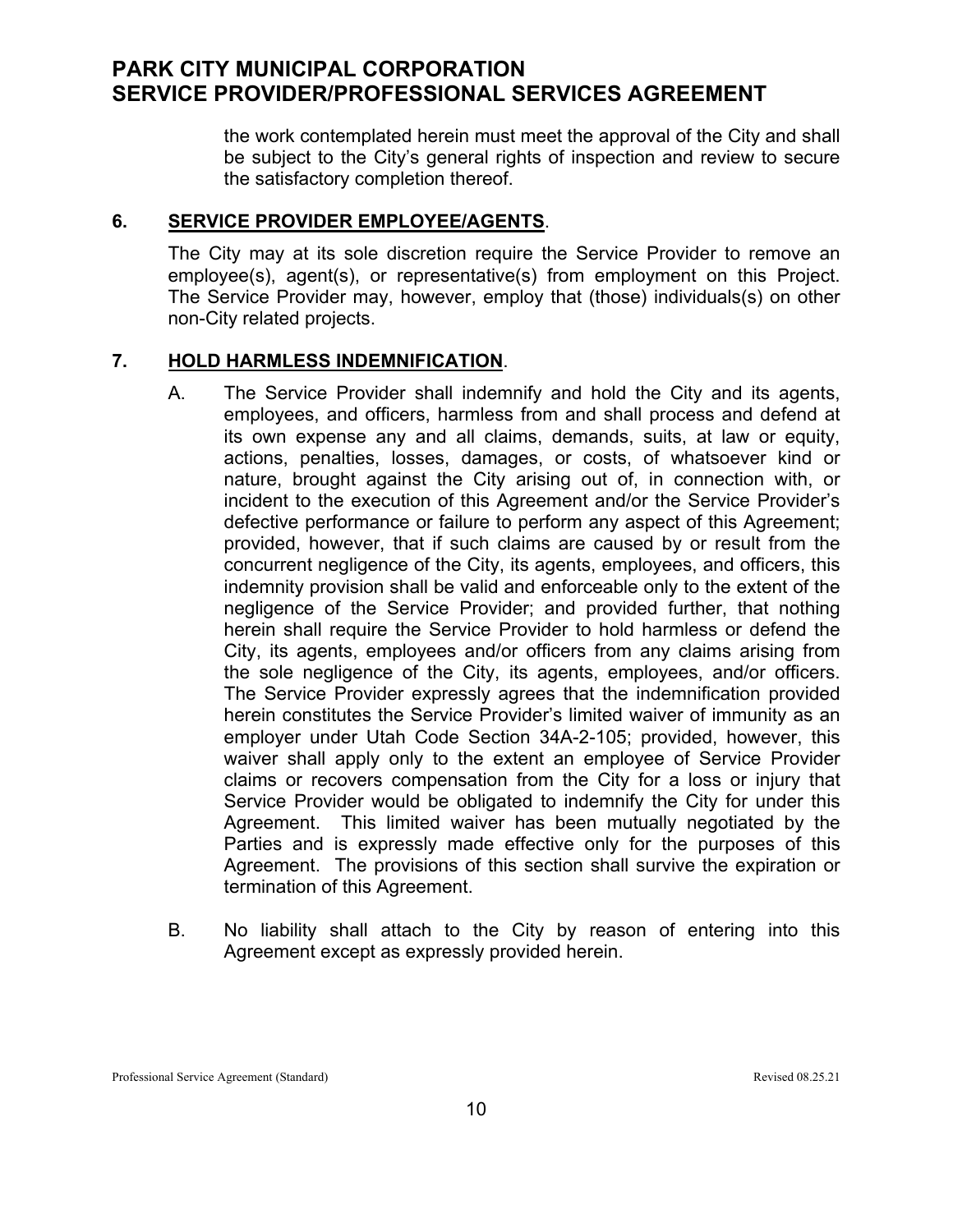the work contemplated herein must meet the approval of the City and shall be subject to the City's general rights of inspection and review to secure the satisfactory completion thereof.

**6. <u>SERVICE PROVIDER EMPLOYEE/AGENTS</u>.**

The City may at its sole discretion require the Service Provider to remove an employee(s), agent(s), or representative(s) from employment on this Project. The Service Provider may, however, employ that (those) individuals(s) on other non-City related projects.

**7. <u>HOLD HARMLESS INDEMNIFICATION</u>.**

A. The Service Provider shall indemnify and hold the City and its agents, employees, and officers, harmless from and shall process and defend at its own expense any and all claims, demands, suits, at law or equity, actions, penalties, losses, damages, or costs, of whatsoever kind or nature, brought against the City arising out of, in connection with, or incident to the execution of this Agreement and/or the Service Provider's defective performance or failure to perform any aspect of this Agreement; provided, however, that if such claims are caused by or result from the concurrent negligence of the City, its agents, employees, and officers, this indemnity provision shall be valid and enforceable only to the extent of the negligence of the Service Provider; and provided further, that nothing herein shall require the Service Provider to hold harmless or defend the City, its agents, employees and/or officers from any claims arising from the sole negligence of the City, its agents, employees, and/or officers. The Service Provider expressly agrees that the indemnification provided herein constitutes the Service Provider's limited waiver of immunity as an employer under Utah Code Section 34A-2-105; provided, however, this waiver shall apply only to the extent an employee of Service Provider claims or recovers compensation from the City for a loss or injury that Service Provider would be obligated to indemnify the City for under this Agreement. This limited waiver has been mutually negotiated by the Parties and is expressly made effective only for the purposes of this Agreement. The provisions of this section shall survive the expiration or termination of this Agreement.

B. No liability shall attach to the City by reason of entering into this Agreement except as expressly provided herein.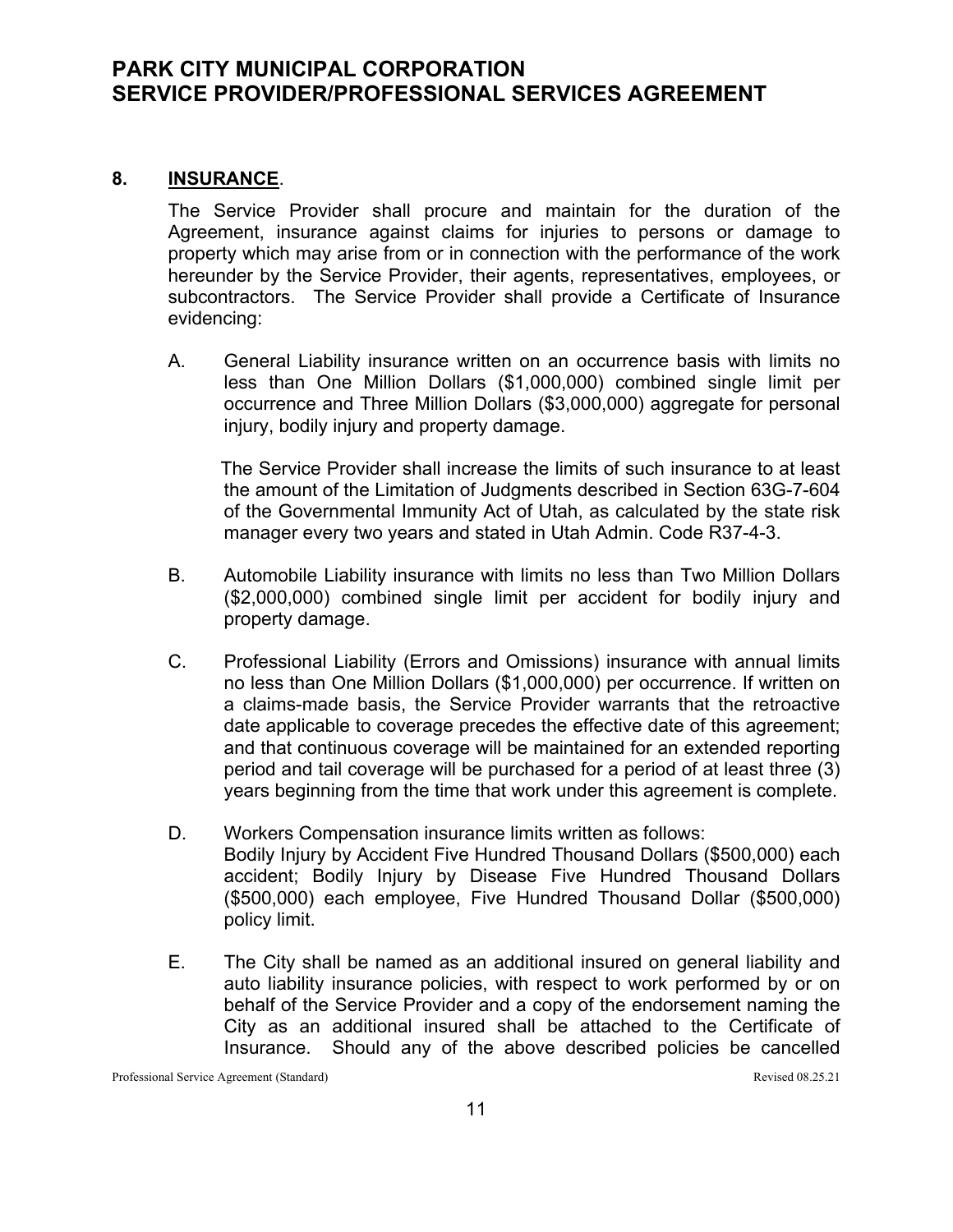## 8. INSURANCE.

The Service Provider shall procure and maintain for the duration of the Agreement, insurance against claims for injuries to persons or damage to property which may arise from or in connection with the performance of the work hereunder by the Service Provider, their agents, representatives, employees, or subcontractors. The Service Provider shall provide a Certificate of Insurance evidencing:

A. General Liability insurance written on an occurrence basis with limits no less than One Million Dollars ($1,000,000) combined single limit per occurrence and Three Million Dollars ($3,000,000) aggregate for personal injury, bodily injury and property damage.

   The Service Provider shall increase the limits of such insurance to at least the amount of the Limitation of Judgments described in Section 63G-7-604 of the Governmental Immunity Act of Utah, as calculated by the state risk manager every two years and stated in Utah Admin. Code R37-4-3.

B. Automobile Liability insurance with limits no less than Two Million Dollars ($2,000,000) combined single limit per accident for bodily injury and property damage.

C. Professional Liability (Errors and Omissions) insurance with annual limits no less than One Million Dollars ($1,000,000) per occurrence. If written on a claims-made basis, the Service Provider warrants that the retroactive date applicable to coverage precedes the effective date of this agreement; and that continuous coverage will be maintained for an extended reporting period and tail coverage will be purchased for a period of at least three (3) years beginning from the time that work under this agreement is complete.

D. Workers Compensation insurance limits written as follows:
   Bodily Injury by Accident Five Hundred Thousand Dollars ($500,000) each accident; Bodily Injury by Disease Five Hundred Thousand Dollars ($500,000) each employee, Five Hundred Thousand Dollar ($500,000) policy limit.

E. The City shall be named as an additional insured on general liability and auto liability insurance policies, with respect to work performed by or on behalf of the Service Provider and a copy of the endorsement naming the City as an additional insured shall be attached to the Certificate of Insurance. Should any of the above described policies be cancelled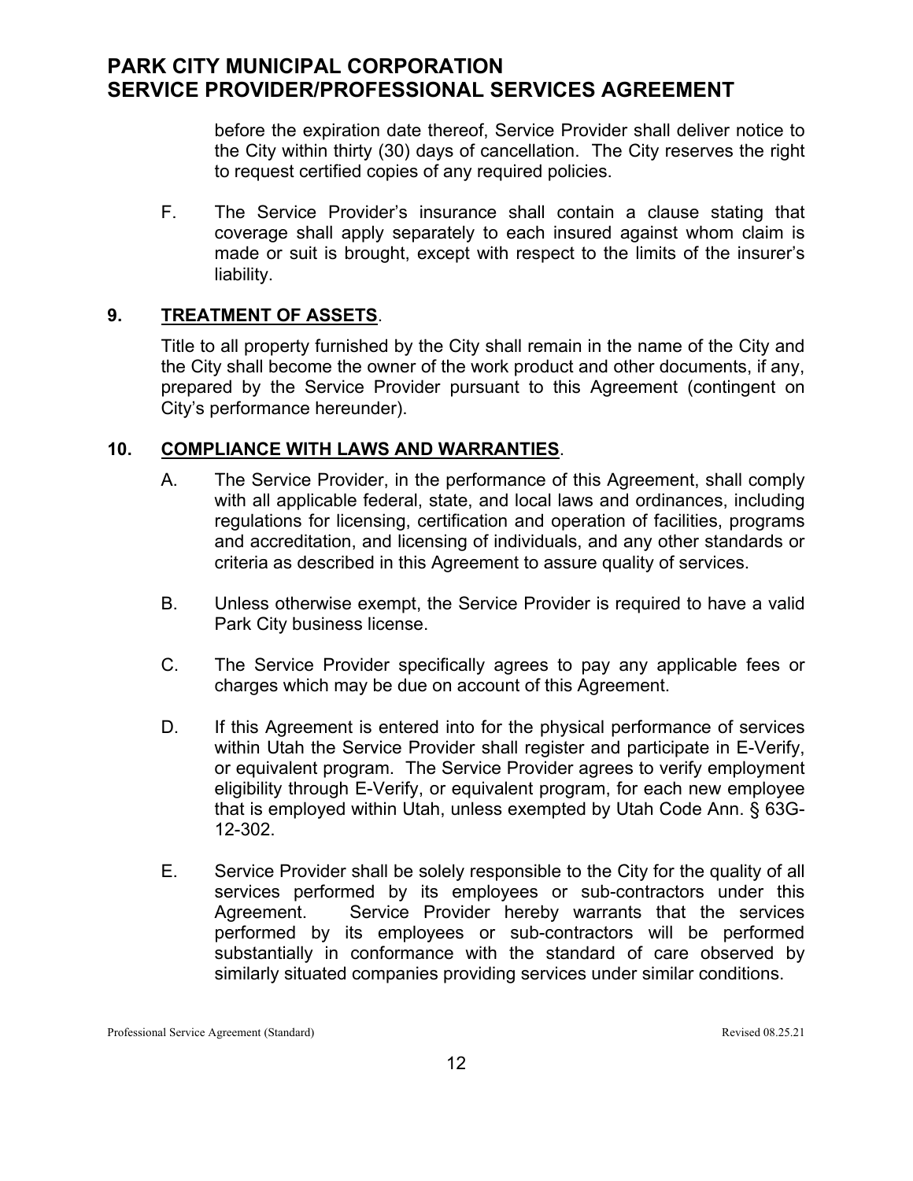before the expiration date thereof, Service Provider shall deliver notice to the City within thirty (30) days of cancellation. The City reserves the right to request certified copies of any required policies.

F. The Service Provider's insurance shall contain a clause stating that coverage shall apply separately to each insured against whom claim is made or suit is brought, except with respect to the limits of the insurer's liability.

## 9. <u>TREATMENT OF ASSETS</u>.

Title to all property furnished by the City shall remain in the name of the City and the City shall become the owner of the work product and other documents, if any, prepared by the Service Provider pursuant to this Agreement (contingent on City's performance hereunder).

## 10. <u>COMPLIANCE WITH LAWS AND WARRANTIES</u>.

A. The Service Provider, in the performance of this Agreement, shall comply with all applicable federal, state, and local laws and ordinances, including regulations for licensing, certification and operation of facilities, programs and accreditation, and licensing of individuals, and any other standards or criteria as described in this Agreement to assure quality of services.

B. Unless otherwise exempt, the Service Provider is required to have a valid Park City business license.

C. The Service Provider specifically agrees to pay any applicable fees or charges which may be due on account of this Agreement.

D. If this Agreement is entered into for the physical performance of services within Utah the Service Provider shall register and participate in E-Verify, or equivalent program. The Service Provider agrees to verify employment eligibility through E-Verify, or equivalent program, for each new employee that is employed within Utah, unless exempted by Utah Code Ann. § 63G-12-302.

E. Service Provider shall be solely responsible to the City for the quality of all services performed by its employees or sub-contractors under this Agreement. Service Provider hereby warrants that the services performed by its employees or sub-contractors will be performed substantially in conformance with the standard of care observed by similarly situated companies providing services under similar conditions.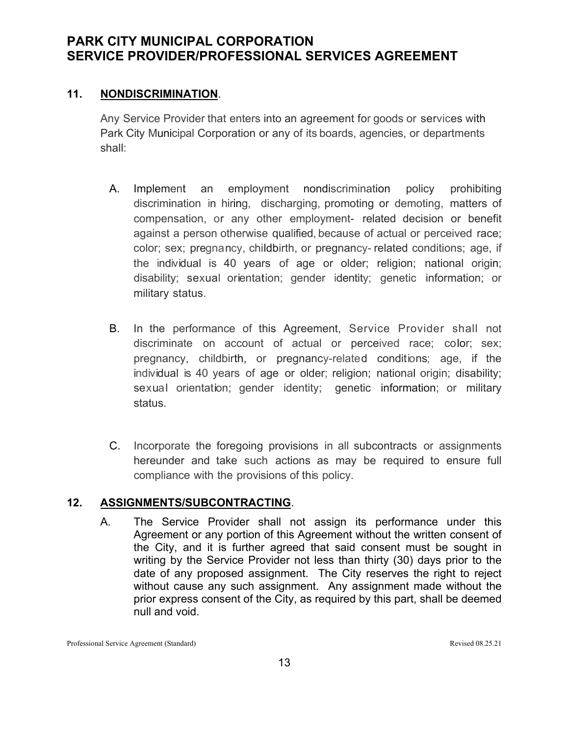## 11. NONDISCRIMINATION.

Any Service Provider that enters into an agreement for goods or services with Park City Municipal Corporation or any of its boards, agencies, or departments shall:

A. Implement an employment nondiscrimination policy prohibiting discrimination in hiring, discharging, promoting or demoting, matters of compensation, or any other employment- related decision or benefit against a person otherwise qualified, because of actual or perceived race; color; sex; pregnancy, childbirth, or pregnancy- related conditions; age, if the individual is 40 years of age or older; religion; national origin; disability; sexual orientation; gender identity; genetic information; or military status.

B. In the performance of this Agreement, Service Provider shall not discriminate on account of actual or perceived race; color; sex; pregnancy, childbirth, or pregnancy-related conditions; age, if the individual is 40 years of age or older; religion; national origin; disability; sexual orientation; gender identity; genetic information; or military status.

C. Incorporate the foregoing provisions in all subcontracts or assignments hereunder and take such actions as may be required to ensure full compliance with the provisions of this policy.

## 12. ASSIGNMENTS/SUBCONTRACTING.

A. The Service Provider shall not assign its performance under this Agreement or any portion of this Agreement without the written consent of the City, and it is further agreed that said consent must be sought in writing by the Service Provider not less than thirty (30) days prior to the date of any proposed assignment. The City reserves the right to reject without cause any such assignment. Any assignment made without the prior express consent of the City, as required by this part, shall be deemed null and void.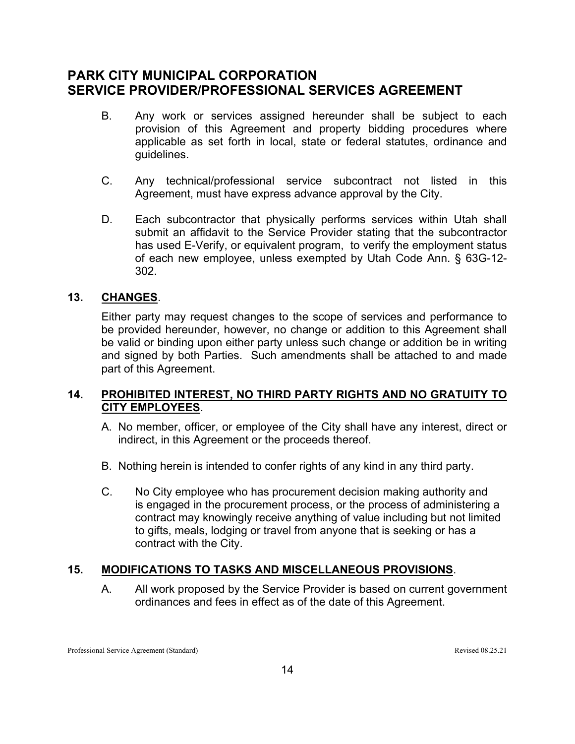# PARK CITY MUNICIPAL CORPORATION
# SERVICE PROVIDER/PROFESSIONAL SERVICES AGREEMENT

B. Any work or services assigned hereunder shall be subject to each provision of this Agreement and property bidding procedures where applicable as set forth in local, state or federal statutes, ordinance and guidelines.

C. Any technical/professional service subcontract not listed in this Agreement, must have express advance approval by the City.

D. Each subcontractor that physically performs services within Utah shall submit an affidavit to the Service Provider stating that the subcontractor has used E-Verify, or equivalent program, to verify the employment status of each new employee, unless exempted by Utah Code Ann. § 63G-12-302.

**13. CHANGES**.

Either party may request changes to the scope of services and performance to be provided hereunder, however, no change or addition to this Agreement shall be valid or binding upon either party unless such change or addition be in writing and signed by both Parties. Such amendments shall be attached to and made part of this Agreement.

**14. PROHIBITED INTEREST, NO THIRD PARTY RIGHTS AND NO GRATUITY TO CITY EMPLOYEES**.

A. No member, officer, or employee of the City shall have any interest, direct or indirect, in this Agreement or the proceeds thereof.

B. Nothing herein is intended to confer rights of any kind in any third party.

C. No City employee who has procurement decision making authority and is engaged in the procurement process, or the process of administering a contract may knowingly receive anything of value including but not limited to gifts, meals, lodging or travel from anyone that is seeking or has a contract with the City.

**15. MODIFICATIONS TO TASKS AND MISCELLANEOUS PROVISIONS**.

A. All work proposed by the Service Provider is based on current government ordinances and fees in effect as of the date of this Agreement.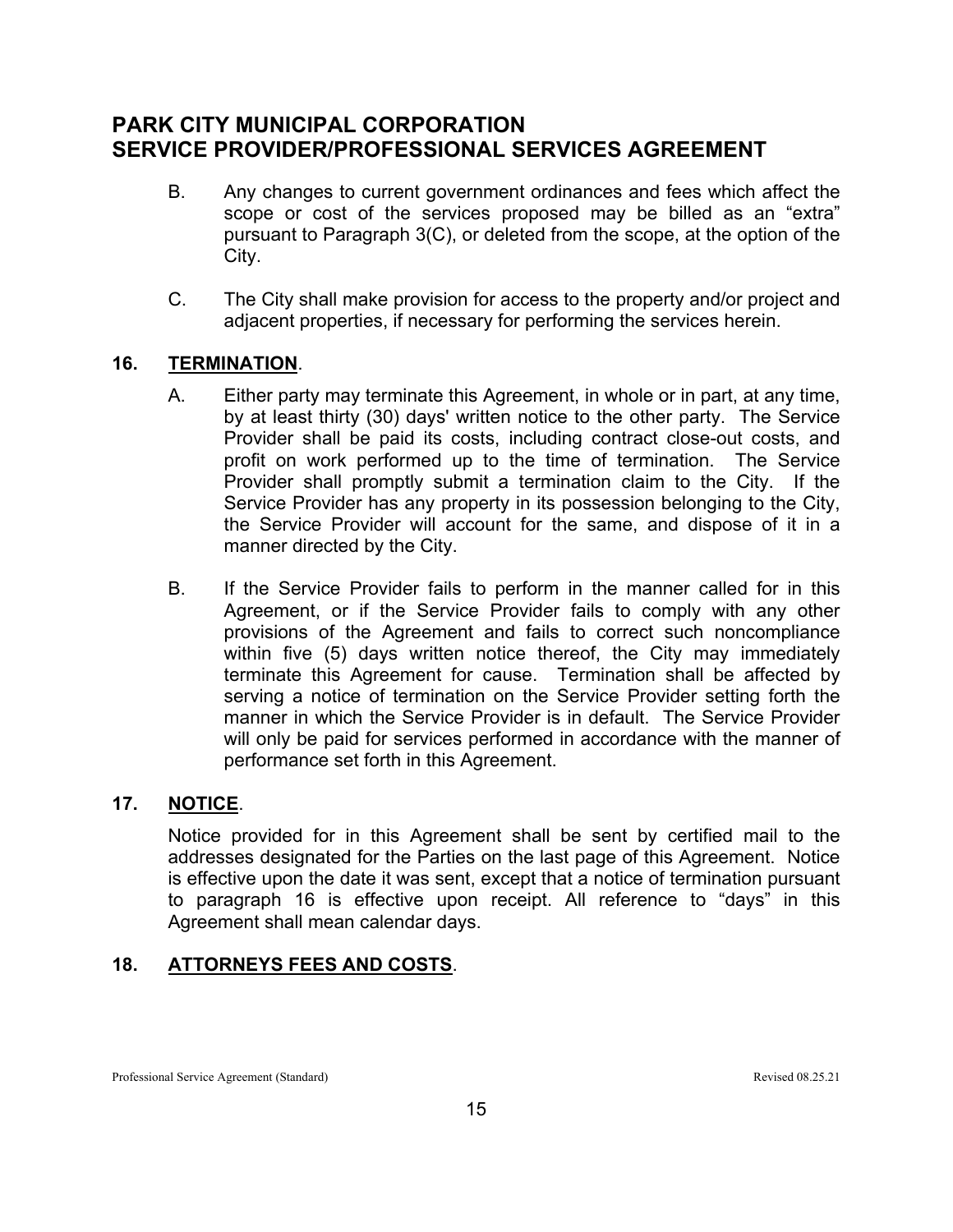B. Any changes to current government ordinances and fees which affect the scope or cost of the services proposed may be billed as an "extra" pursuant to Paragraph 3(C), or deleted from the scope, at the option of the City.

C. The City shall make provision for access to the property and/or project and adjacent properties, if necessary for performing the services herein.

## 16. TERMINATION.

A. Either party may terminate this Agreement, in whole or in part, at any time, by at least thirty (30) days' written notice to the other party. The Service Provider shall be paid its costs, including contract close-out costs, and profit on work performed up to the time of termination. The Service Provider shall promptly submit a termination claim to the City. If the Service Provider has any property in its possession belonging to the City, the Service Provider will account for the same, and dispose of it in a manner directed by the City.

B. If the Service Provider fails to perform in the manner called for in this Agreement, or if the Service Provider fails to comply with any other provisions of the Agreement and fails to correct such noncompliance within five (5) days written notice thereof, the City may immediately terminate this Agreement for cause. Termination shall be affected by serving a notice of termination on the Service Provider setting forth the manner in which the Service Provider is in default. The Service Provider will only be paid for services performed in accordance with the manner of performance set forth in this Agreement.

## 17. NOTICE.

Notice provided for in this Agreement shall be sent by certified mail to the addresses designated for the Parties on the last page of this Agreement. Notice is effective upon the date it was sent, except that a notice of termination pursuant to paragraph 16 is effective upon receipt. All reference to "days" in this Agreement shall mean calendar days.

## 18. ATTORNEYS FEES AND COSTS.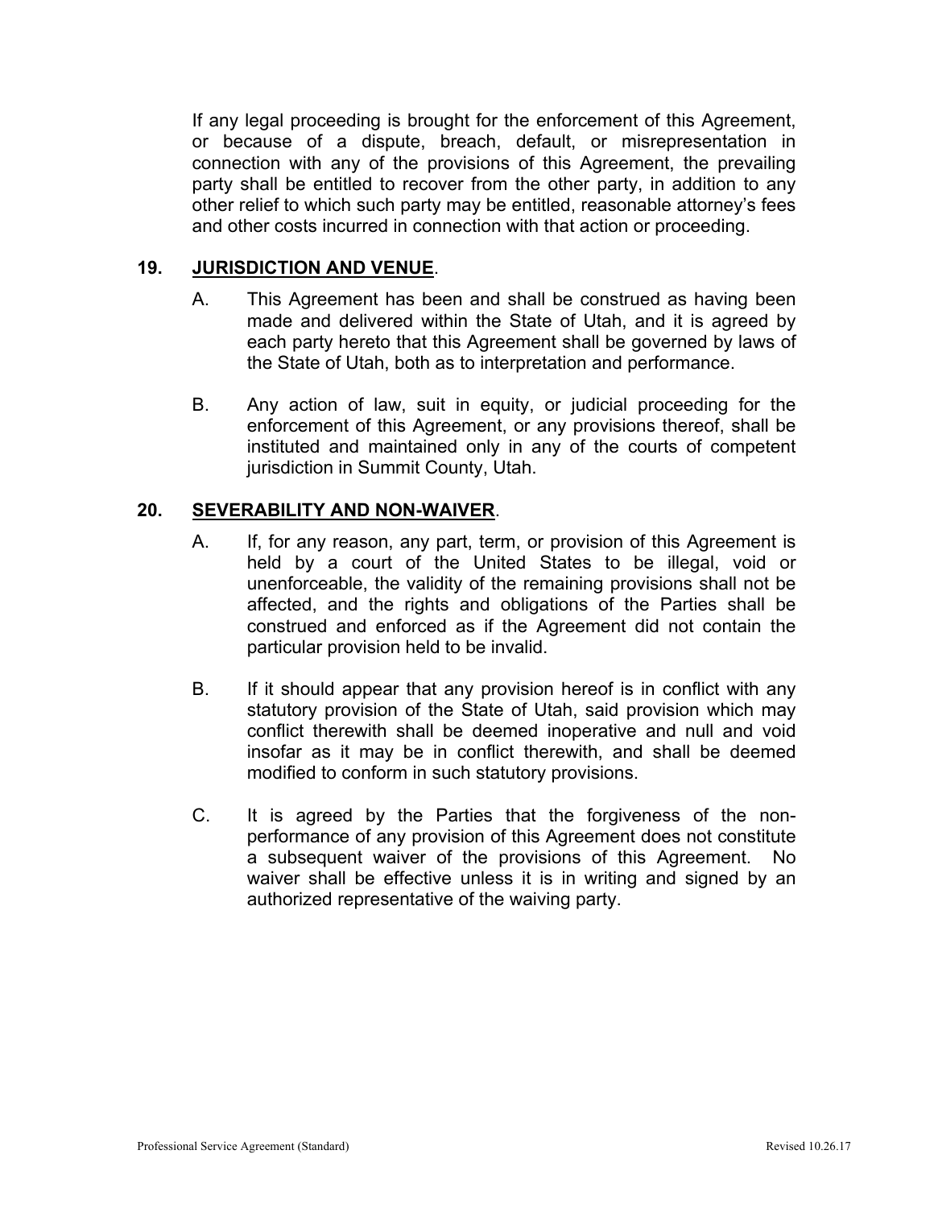If any legal proceeding is brought for the enforcement of this Agreement, or because of a dispute, breach, default, or misrepresentation in connection with any of the provisions of this Agreement, the prevailing party shall be entitled to recover from the other party, in addition to any other relief to which such party may be entitled, reasonable attorney's fees and other costs incurred in connection with that action or proceeding.

## 19. **JURISDICTION AND VENUE**.

A. This Agreement has been and shall be construed as having been made and delivered within the State of Utah, and it is agreed by each party hereto that this Agreement shall be governed by laws of the State of Utah, both as to interpretation and performance.

B. Any action of law, suit in equity, or judicial proceeding for the enforcement of this Agreement, or any provisions thereof, shall be instituted and maintained only in any of the courts of competent jurisdiction in Summit County, Utah.

## 20. **SEVERABILITY AND NON-WAIVER**.

A. If, for any reason, any part, term, or provision of this Agreement is held by a court of the United States to be illegal, void or unenforceable, the validity of the remaining provisions shall not be affected, and the rights and obligations of the Parties shall be construed and enforced as if the Agreement did not contain the particular provision held to be invalid.

B. If it should appear that any provision hereof is in conflict with any statutory provision of the State of Utah, said provision which may conflict therewith shall be deemed inoperative and null and void insofar as it may be in conflict therewith, and shall be deemed modified to conform in such statutory provisions.

C. It is agreed by the Parties that the forgiveness of the non-performance of any provision of this Agreement does not constitute a subsequent waiver of the provisions of this Agreement. No waiver shall be effective unless it is in writing and signed by an authorized representative of the waiving party.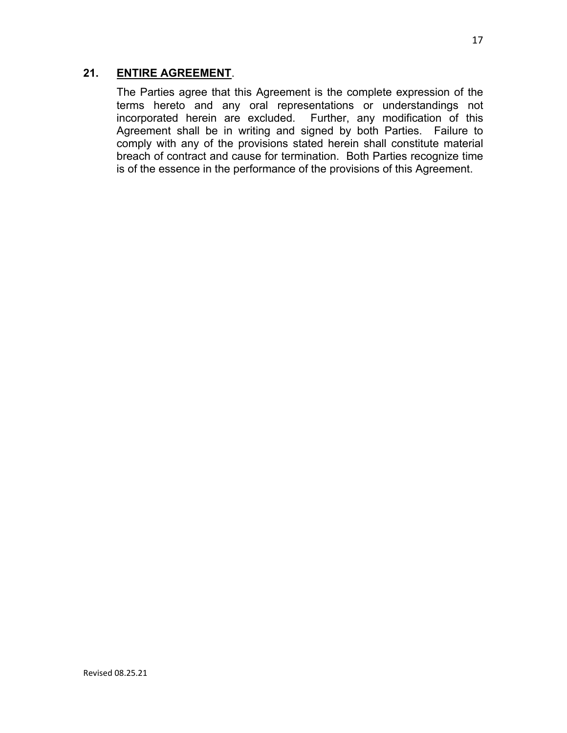## 21. **<u>ENTIRE AGREEMENT</u>**.

The Parties agree that this Agreement is the complete expression of the terms hereto and any oral representations or understandings not incorporated herein are excluded. Further, any modification of this Agreement shall be in writing and signed by both Parties. Failure to comply with any of the provisions stated herein shall constitute material breach of contract and cause for termination. Both Parties recognize time is of the essence in the performance of the provisions of this Agreement.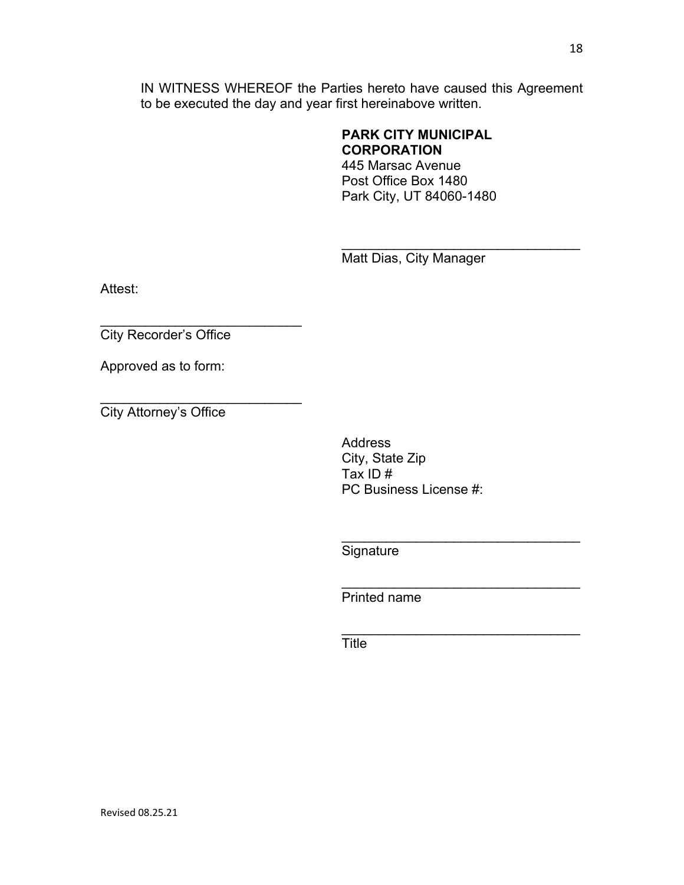IN WITNESS WHEREOF the Parties hereto have caused this Agreement to be executed the day and year first hereinabove written.

**PARK CITY MUNICIPAL CORPORATION**
445 Marsac Avenue
Post Office Box 1480
Park City, UT 84060-1480

________________________________
Matt Dias, City Manager

Attest:

___________________________
City Recorder's Office

Approved as to form:

___________________________
City Attorney's Office

Address
City, State Zip
Tax ID #
PC Business License #:

________________________________
Signature

________________________________
Printed name

________________________________
Title

Revised 08.25.21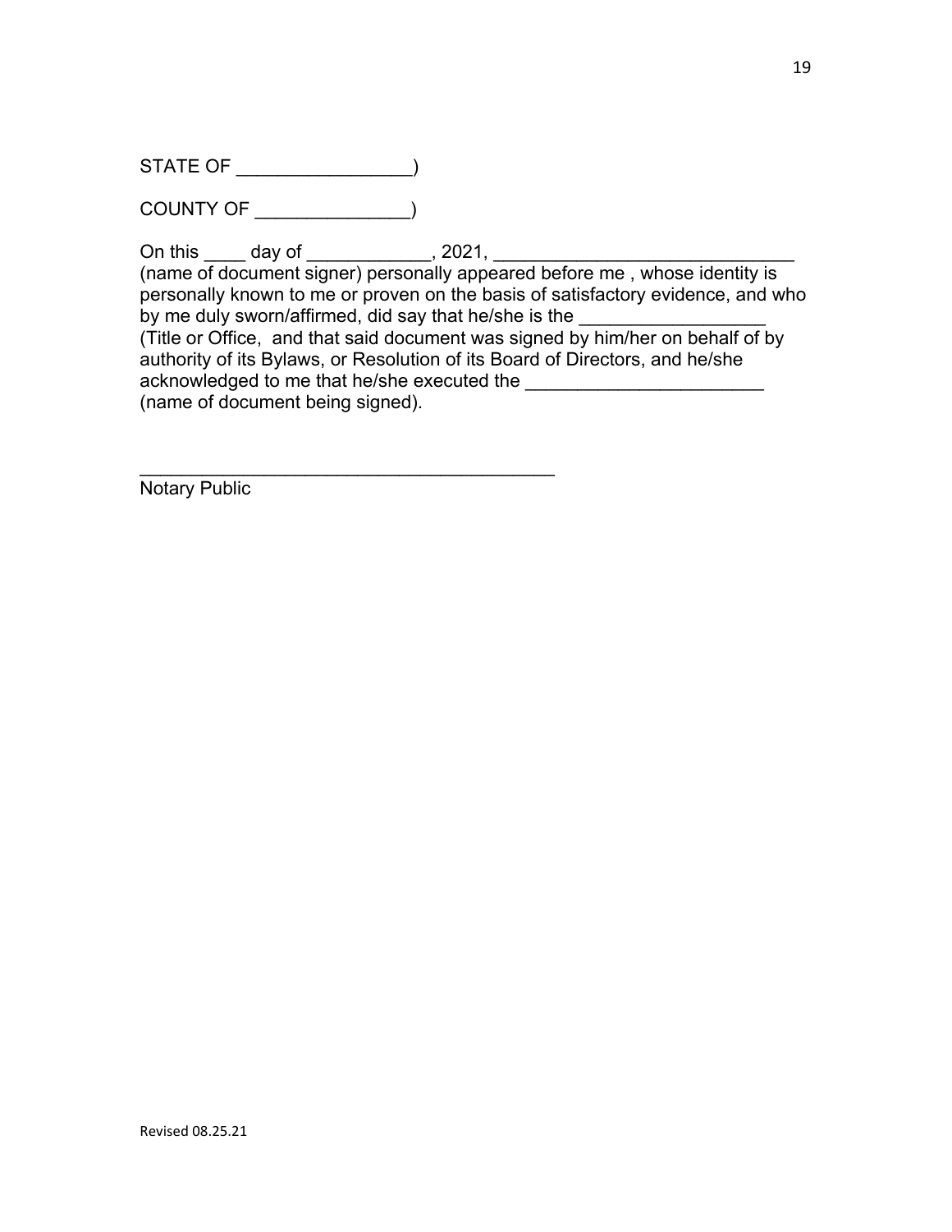STATE OF ________________)

COUNTY OF ______________)

On this ____ day of ____________, 2021, ____________________________ (name of document signer) personally appeared before me , whose identity is personally known to me or proven on the basis of satisfactory evidence, and who by me duly sworn/affirmed, did say that he/she is the _________________ (Title or Office, and that said document was signed by him/her on behalf of by authority of its Bylaws, or Resolution of its Board of Directors, and he/she acknowledged to me that he/she executed the ______________________ (name of document being signed).

_______________________________________
Notary Public

Revised 08.25.21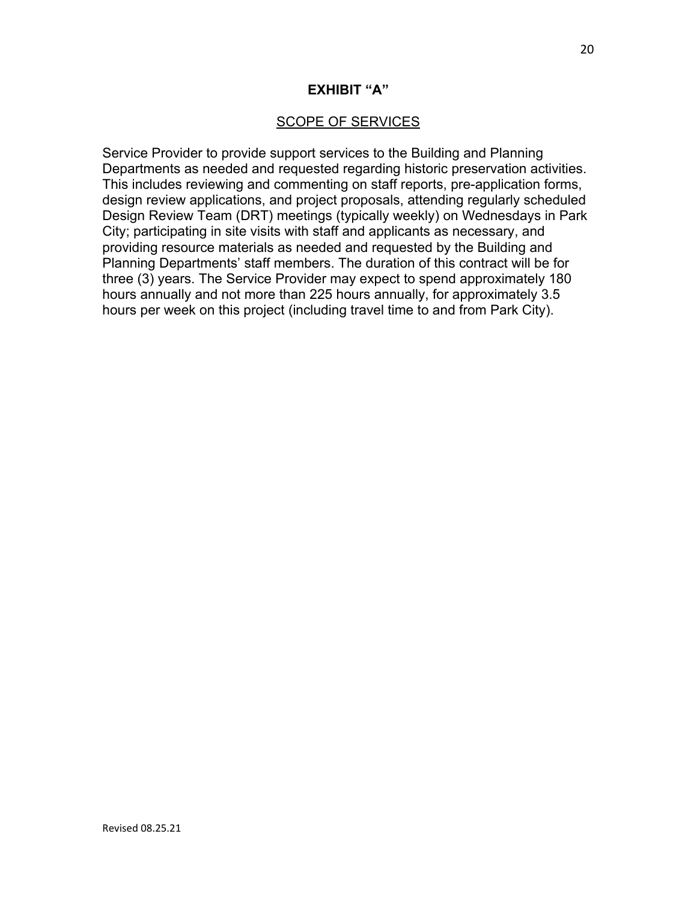## EXHIBIT "A"

### SCOPE OF SERVICES

Service Provider to provide support services to the Building and Planning Departments as needed and requested regarding historic preservation activities. This includes reviewing and commenting on staff reports, pre-application forms, design review applications, and project proposals, attending regularly scheduled Design Review Team (DRT) meetings (typically weekly) on Wednesdays in Park City; participating in site visits with staff and applicants as necessary, and providing resource materials as needed and requested by the Building and Planning Departments' staff members. The duration of this contract will be for three (3) years. The Service Provider may expect to spend approximately 180 hours annually and not more than 225 hours annually, for approximately 3.5 hours per week on this project (including travel time to and from Park City).

Revised 08.25.21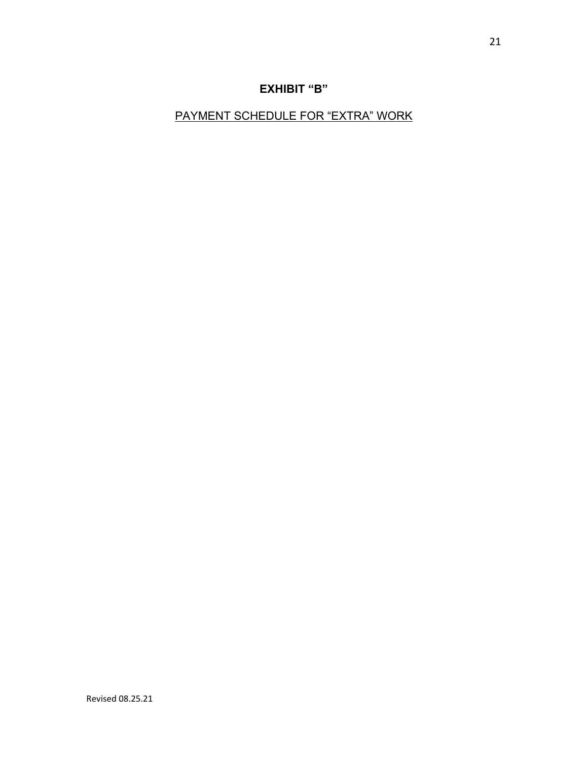# EXHIBIT "B"

PAYMENT SCHEDULE FOR "EXTRA" WORK

Revised 08.25.21